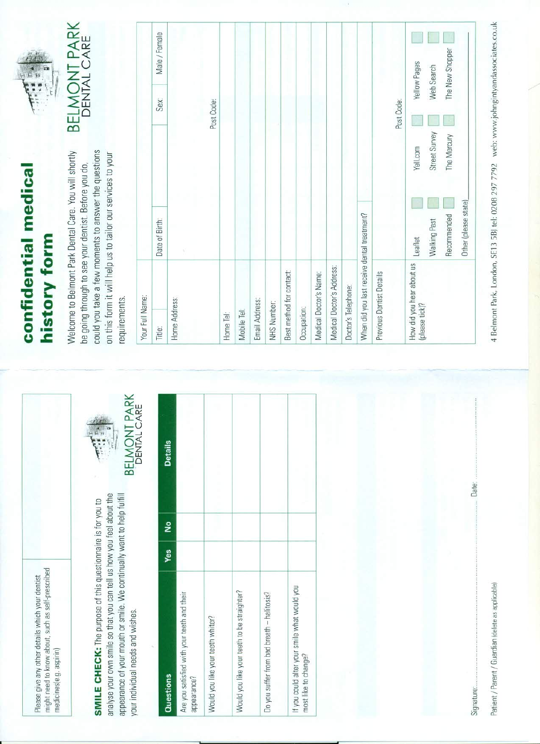Please give any other details which your dentist might need to know about, such as self-prescribed medicines(e.g. aspirin)

**SMILE CHECK:** The purpose of this questionnaire is for you to analyse your own smile so that you can tell us how you feel about the appearance of your mouth or smile. We continually want to help fulfill your individual needs and wishes.

BELMONT PARK DENTAL CARE

| Questions | Yes | No | Details |
|---|---|---|---|
| Are you satisfied with your teeth and their appearance? | | | |
| Would you like your teeth whiter? | | | |
| Would you like your teeth to be straighter? | | | |
| Do you suffer from bad breath – halitosis? | | | |
| If you could alter your smile what would you most like to change? | | | |

Signature: .................................................. Date: ..................................

Patient / Parent / Guardian (delete as applicable)

# confidential medical history form

BELMONT PARK DENTAL CARE

Welcome to Belmont Park Dental Care. You will shortly be going through to see your dentist. Before you do, could you take a few moments to answer the questions on this form it will help us to tailor our services to your requirements.

| Your Full Name: | | | |
|---|---|---|---|
| Title: | Date of Birth: | Sex: | Male / Female |
| Home Address: | | Post Code: | |
| Home Tel: | | | |
| Mobile Tel: | | | |
| Email Address: | | | |
| NHS Number: | | | |
| Best method for contact: | | | |
| Occupation: | | | |
| Medical Doctor's Name: | | | |
| Medical Doctor's Address: | | | |
| Doctor's Telephone: | | | |
| When did you last receive dental treatment? | | | |
| Previous Dentist Details | | Post Code: | |

How did you hear about us (please tick)?

- Leaflet ☐
- Yell.com ☐
- Yellow Pages ☐
- Walking Past ☐
- Street Survey ☐
- Web Search ☐
- Recommended ☐
- The Mercury ☐
- The New Shopper ☐
- Other (please state) ____________

4 Belmont Park, London, SE13 5BJ tel: 0208 297 7792 web: www.johnginty andassociates.co.uk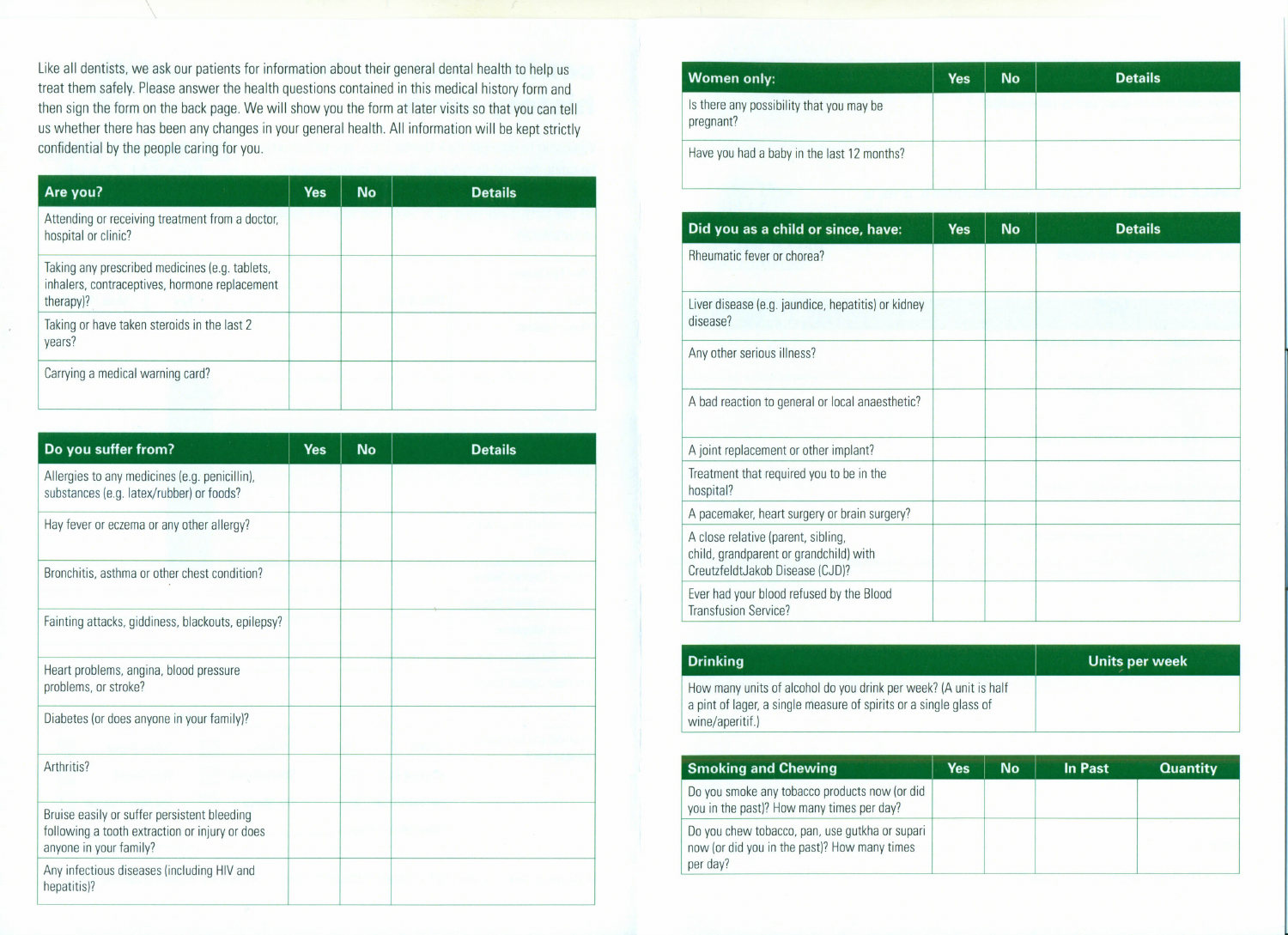Like all dentists, we ask our patients for information about their general dental health to help us treat them safely. Please answer the health questions contained in this medical history form and then sign the form on the back page. We will show you the form at later visits so that you can tell us whether there has been any changes in your general health. All information will be kept strictly confidential by the people caring for you.

| Are you? | Yes | No | Details |
|---|---|---|---|
| Attending or receiving treatment from a doctor, hospital or clinic? | | | |
| Taking any prescribed medicines (e.g. tablets, inhalers, contraceptives, hormone replacement therapy)? | | | |
| Taking or have taken steroids in the last 2 years? | | | |
| Carrying a medical warning card? | | | |

| Do you suffer from? | Yes | No | Details |
|---|---|---|---|
| Allergies to any medicines (e.g. penicillin), substances (e.g. latex/rubber) or foods? | | | |
| Hay fever or eczema or any other allergy? | | | |
| Bronchitis, asthma or other chest condition? | | | |
| Fainting attacks, giddiness, blackouts, epilepsy? | | | |
| Heart problems, angina, blood pressure problems, or stroke? | | | |
| Diabetes (or does anyone in your family)? | | | |
| Arthritis? | | | |
| Bruise easily or suffer persistent bleeding following a tooth extraction or injury or does anyone in your family? | | | |
| Any infectious diseases (including HIV and hepatitis)? | | | |

| Women only: | Yes | No | Details |
|---|---|---|---|
| Is there any possibility that you may be pregnant? | | | |
| Have you had a baby in the last 12 months? | | | |

| Did you as a child or since, have: | Yes | No | Details |
|---|---|---|---|
| Rheumatic fever or chorea? | | | |
| Liver disease (e.g. jaundice, hepatitis) or kidney disease? | | | |
| Any other serious illness? | | | |
| A bad reaction to general or local anaesthetic? | | | |
| A joint replacement or other implant? | | | |
| Treatment that required you to be in the hospital? | | | |
| A pacemaker, heart surgery or brain surgery? | | | |
| A close relative (parent, sibling, child, grandparent or grandchild) with CreutzfeldtJakob Disease (CJD)? | | | |
| Ever had your blood refused by the Blood Transfusion Service? | | | |

| Drinking | Units per week |
|---|---|
| How many units of alcohol do you drink per week? (A unit is half a pint of lager, a single measure of spirits or a single glass of wine/aperitif.) | |

| Smoking and Chewing | Yes | No | In Past | Quantity |
|---|---|---|---|---|
| Do you smoke any tobacco products now (or did you in the past)? How many times per day? | | | | |
| Do you chew tobacco, pan, use gutkha or supari now (or did you in the past)? How many times per day? | | | | |